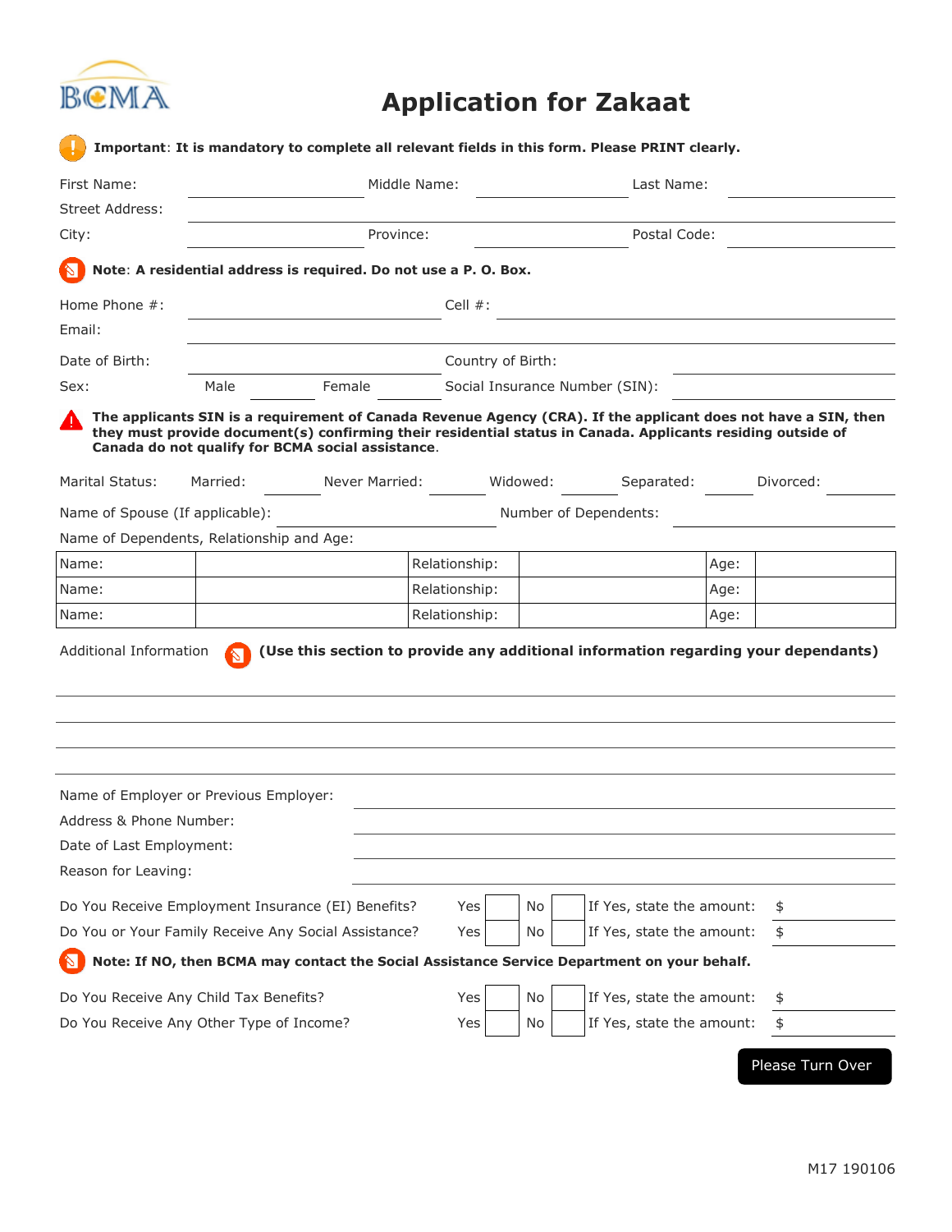BCMA

# Application for Zakaat

**Important**: **It is mandatory to complete all relevant fields in this form. Please PRINT clearly.**

First Name: ______________ Middle Name: ______________ Last Name: ______________

Street Address: ______________________________

City: ______________ Province: ______________ Postal Code: ______________

**Note**: **A residential address is required. Do not use a P. O. Box.**

Home Phone #: ______________ Cell #: ______________

Email: ______________________________

Date of Birth: ______________ Country of Birth: ______________

Sex: Male ______ Female ______ Social Insurance Number (SIN): ______________

**The applicants SIN is a requirement of Canada Revenue Agency (CRA). If the applicant does not have a SIN, then they must provide document(s) confirming their residential status in Canada. Applicants residing outside of Canada do not qualify for BCMA social assistance**.

Marital Status: Married: ______ Never Married: ______ Widowed: ______ Separated: ______ Divorced: ______

Name of Spouse (If applicable): ______________ Number of Dependents: ______________

Name of Dependents, Relationship and Age:

| Name: | | Relationship: | | Age: | |
|---|---|---|---|---|---|
| Name: | | Relationship: | | Age: | |
| Name: | | Relationship: | | Age: | |

Additional Information **(Use this section to provide any additional information regarding your dependants)**

______________________________

______________________________

______________________________

______________________________

Name of Employer or Previous Employer: ______________________________

Address & Phone Number: ______________________________

Date of Last Employment: ______________________________

Reason for Leaving: ______________________________

| | | | | | |
|---|---|---|---|---|---|
| Do You Receive Employment Insurance (EI) Benefits? | Yes ☐ | No ☐ | If Yes, state the amount: | $ | |
| Do You or Your Family Receive Any Social Assistance? | Yes ☐ | No ☐ | If Yes, state the amount: | $ | |

**Note: If NO, then BCMA may contact the Social Assistance Service Department on your behalf.**

| | | | | | |
|---|---|---|---|---|---|
| Do You Receive Any Child Tax Benefits? | Yes ☐ | No ☐ | If Yes, state the amount: | $ | |
| Do You Receive Any Other Type of Income? | Yes ☐ | No ☐ | If Yes, state the amount: | $ | |

Please Turn Over

M17 190106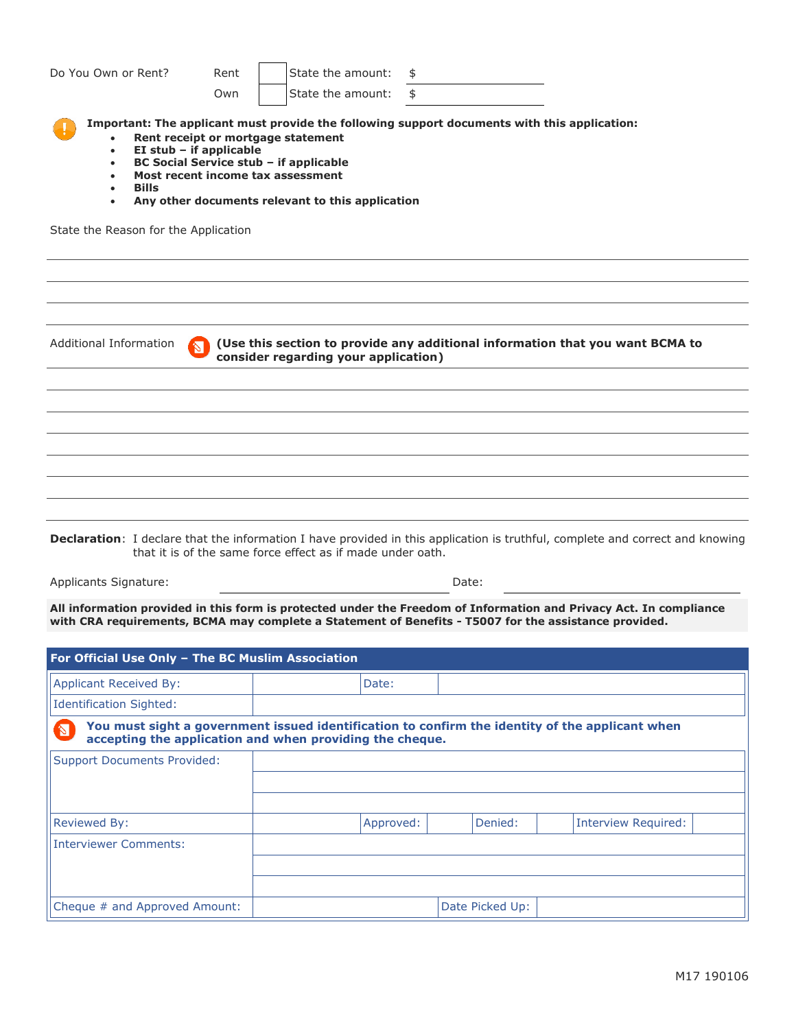| | | | |
|---|---|---|---|
| Do You Own or Rent? | Rent | State the amount: | $ |
| | Own | State the amount: | $ |

**Important: The applicant must provide the following support documents with this application:**

- **Rent receipt or mortgage statement**
- **EI stub – if applicable**
- **BC Social Service stub – if applicable**
- **Most recent income tax assessment**
- **Bills**
- **Any other documents relevant to this application**

State the Reason for the Application

Additional Information **(Use this section to provide any additional information that you want BCMA to consider regarding your application)**

**Declaration**: I declare that the information I have provided in this application is truthful, complete and correct and knowing that it is of the same force effect as if made under oath.

Applicants Signature: ______________________ Date: ______________________

**All information provided in this form is protected under the Freedom of Information and Privacy Act. In compliance with CRA requirements, BCMA may complete a Statement of Benefits - T5007 for the assistance provided.**

**For Official Use Only – The BC Muslim Association**

| | | | | | | | |
|---|---|---|---|---|---|---|---|
| Applicant Received By: | | Date: | | | | | |
| Identification Sighted: | | | | | | | |

**You must sight a government issued identification to confirm the identity of the applicant when accepting the application and when providing the cheque.**

| | | | | | | | |
|---|---|---|---|---|---|---|---|
| Support Documents Provided: | | | | | | | |
| | | | | | | | |
| | | | | | | | |
| Reviewed By: | | Approved: | | Denied: | | Interview Required: | |
| Interviewer Comments: | | | | | | | |
| | | | | | | | |
| | | | | | | | |
| Cheque # and Approved Amount: | | Date Picked Up: | | | | | |

M17 190106